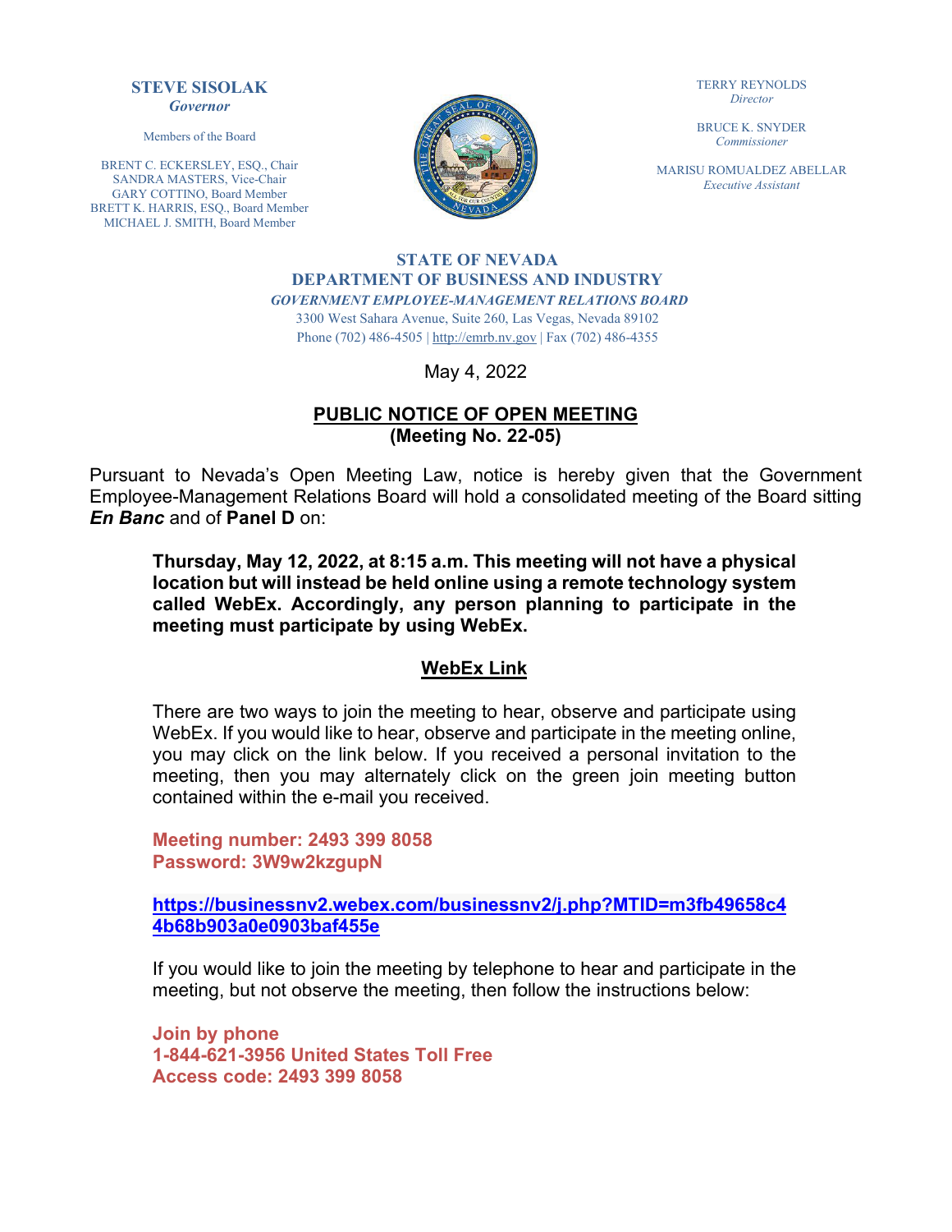**STEVE SISOLAK**
*Governor*

Members of the Board

BRENT C. ECKERSLEY, ESQ., Chair
SANDRA MASTERS, Vice-Chair
GARY COTTINO, Board Member
BRETT K. HARRIS, ESQ., Board Member
MICHAEL J. SMITH, Board Member

TERRY REYNOLDS
*Director*

BRUCE K. SNYDER
*Commissioner*

MARISU ROMUALDEZ ABELLAR
*Executive Assistant*

**STATE OF NEVADA**
**DEPARTMENT OF BUSINESS AND INDUSTRY**
***GOVERNMENT EMPLOYEE-MANAGEMENT RELATIONS BOARD***
3300 West Sahara Avenue, Suite 260, Las Vegas, Nevada 89102
Phone (702) 486-4505 | http://emrb.nv.gov | Fax (702) 486-4355

May 4, 2022

## PUBLIC NOTICE OF OPEN MEETING
**(Meeting No. 22-05)**

Pursuant to Nevada's Open Meeting Law, notice is hereby given that the Government Employee-Management Relations Board will hold a consolidated meeting of the Board sitting ***En Banc*** and of **Panel D** on:

**Thursday, May 12, 2022, at 8:15 a.m. This meeting will not have a physical location but will instead be held online using a remote technology system called WebEx. Accordingly, any person planning to participate in the meeting must participate by using WebEx.**

**WebEx Link**

There are two ways to join the meeting to hear, observe and participate using WebEx. If you would like to hear, observe and participate in the meeting online, you may click on the link below. If you received a personal invitation to the meeting, then you may alternately click on the green join meeting button contained within the e-mail you received.

**Meeting number: 2493 399 8058**
**Password: 3W9w2kzgupN**

**https://businessnv2.webex.com/businessnv2/j.php?MTID=m3fb49658c44b68b903a0e0903baf455e**

If you would like to join the meeting by telephone to hear and participate in the meeting, but not observe the meeting, then follow the instructions below:

**Join by phone**
**1-844-621-3956 United States Toll Free**
**Access code: 2493 399 8058**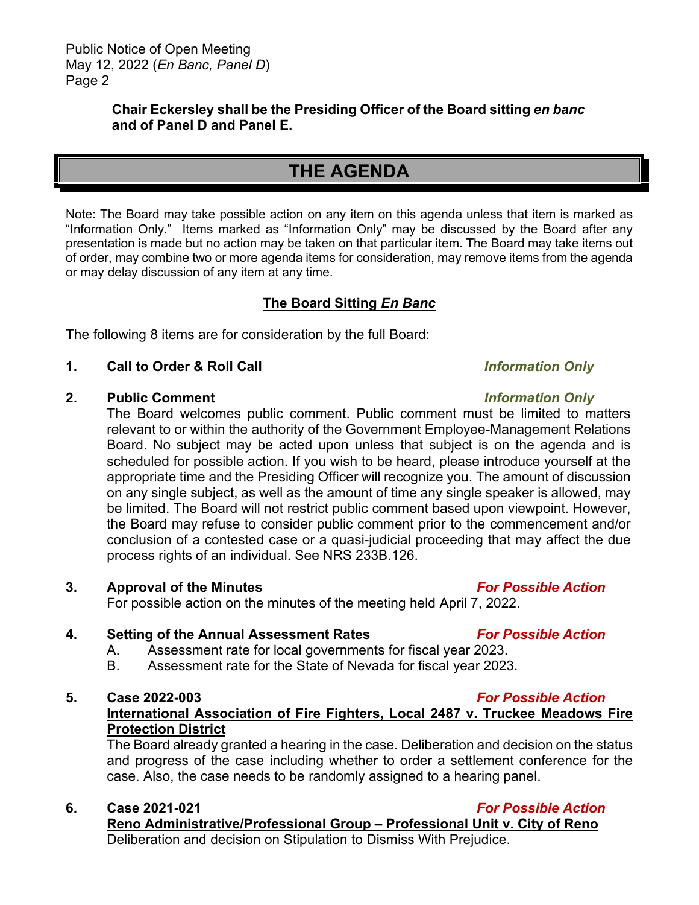**Chair Eckersley shall be the Presiding Officer of the Board sitting *en banc* and of Panel D and Panel E.**

# THE AGENDA

Note: The Board may take possible action on any item on this agenda unless that item is marked as "Information Only." Items marked as "Information Only" may be discussed by the Board after any presentation is made but no action may be taken on that particular item. The Board may take items out of order, may combine two or more agenda items for consideration, may remove items from the agenda or may delay discussion of any item at any time.

## The Board Sitting *En Banc*

The following 8 items are for consideration by the full Board:

**1. Call to Order & Roll Call** — ***Information Only***

**2. Public Comment** — ***Information Only***

The Board welcomes public comment. Public comment must be limited to matters relevant to or within the authority of the Government Employee-Management Relations Board. No subject may be acted upon unless that subject is on the agenda and is scheduled for possible action. If you wish to be heard, please introduce yourself at the appropriate time and the Presiding Officer will recognize you. The amount of discussion on any single subject, as well as the amount of time any single speaker is allowed, may be limited. The Board will not restrict public comment based upon viewpoint. However, the Board may refuse to consider public comment prior to the commencement and/or conclusion of a contested case or a quasi-judicial proceeding that may affect the due process rights of an individual. See NRS 233B.126.

**3. Approval of the Minutes** — ***For Possible Action***

For possible action on the minutes of the meeting held April 7, 2022.

**4. Setting of the Annual Assessment Rates** — ***For Possible Action***

A. Assessment rate for local governments for fiscal year 2023.
B. Assessment rate for the State of Nevada for fiscal year 2023.

**5. Case 2022-003** — ***For Possible Action***

**International Association of Fire Fighters, Local 2487 v. Truckee Meadows Fire Protection District**

The Board already granted a hearing in the case. Deliberation and decision on the status and progress of the case including whether to order a settlement conference for the case. Also, the case needs to be randomly assigned to a hearing panel.

**6. Case 2021-021** — ***For Possible Action***

**Reno Administrative/Professional Group – Professional Unit v. City of Reno**

Deliberation and decision on Stipulation to Dismiss With Prejudice.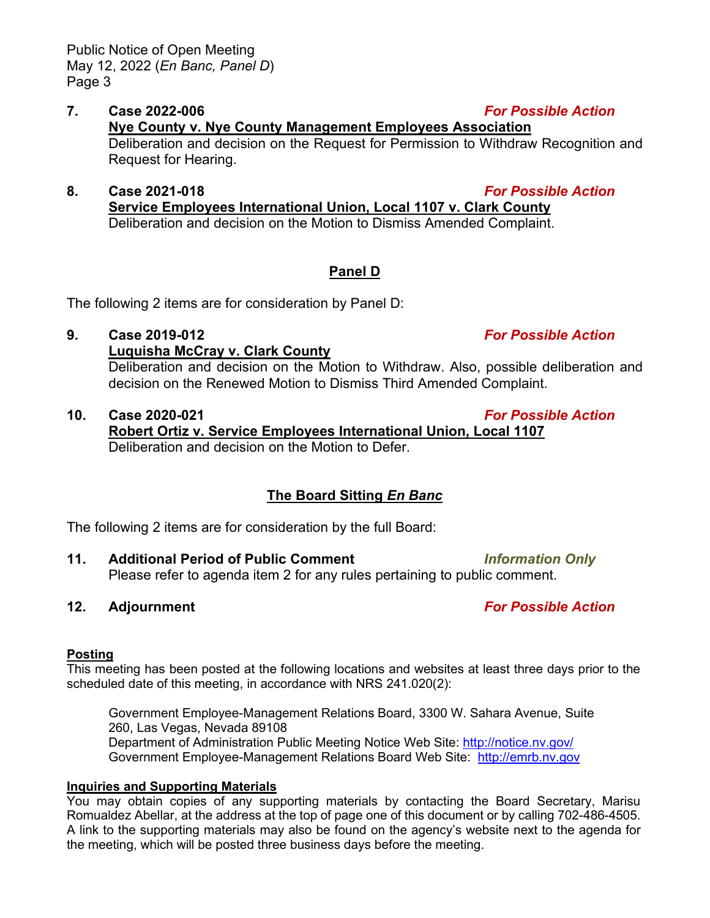**7. Case 2022-006** ***For Possible Action***

**<u>Nye County v. Nye County Management Employees Association</u>**

Deliberation and decision on the Request for Permission to Withdraw Recognition and Request for Hearing.

**8. Case 2021-018** ***For Possible Action***

**<u>Service Employees International Union, Local 1107 v. Clark County</u>**

Deliberation and decision on the Motion to Dismiss Amended Complaint.

## <u>Panel D</u>

The following 2 items are for consideration by Panel D:

**9. Case 2019-012** ***For Possible Action***

**<u>Luquisha McCray v. Clark County</u>**

Deliberation and decision on the Motion to Withdraw. Also, possible deliberation and decision on the Renewed Motion to Dismiss Third Amended Complaint.

**10. Case 2020-021** ***For Possible Action***

**<u>Robert Ortiz v. Service Employees International Union, Local 1107</u>**

Deliberation and decision on the Motion to Defer.

## <u>The Board Sitting *En Banc*</u>

The following 2 items are for consideration by the full Board:

**11. Additional Period of Public Comment** ***Information Only***

Please refer to agenda item 2 for any rules pertaining to public comment.

**12. Adjournment** ***For Possible Action***

**<u>Posting</u>**

This meeting has been posted at the following locations and websites at least three days prior to the scheduled date of this meeting, in accordance with NRS 241.020(2):

Government Employee-Management Relations Board, 3300 W. Sahara Avenue, Suite 260, Las Vegas, Nevada 89108
Department of Administration Public Meeting Notice Web Site: http://notice.nv.gov/
Government Employee-Management Relations Board Web Site: http://emrb.nv.gov

**<u>Inquiries and Supporting Materials</u>**

You may obtain copies of any supporting materials by contacting the Board Secretary, Marisu Romualdez Abellar, at the address at the top of page one of this document or by calling 702-486-4505. A link to the supporting materials may also be found on the agency's website next to the agenda for the meeting, which will be posted three business days before the meeting.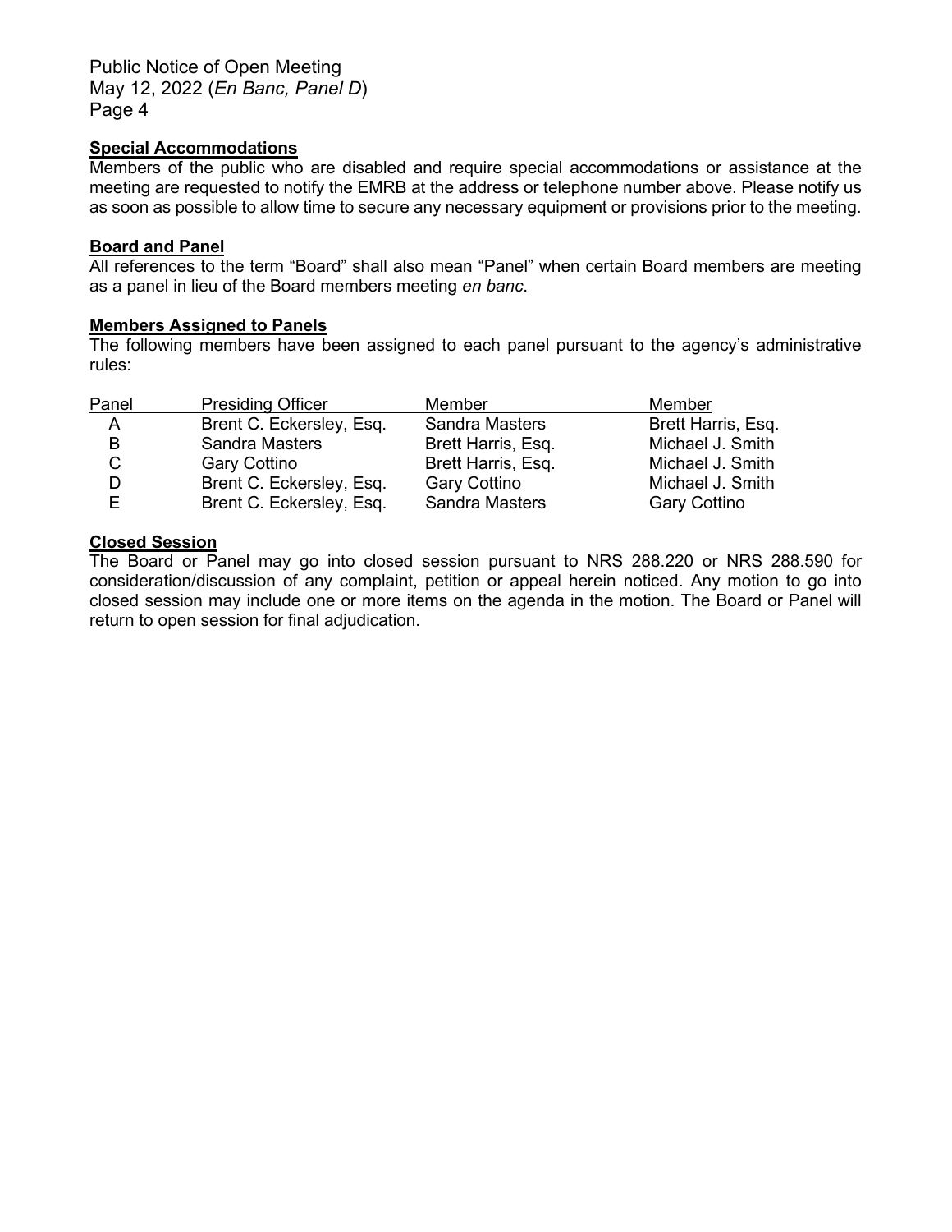### Special Accommodations

Members of the public who are disabled and require special accommodations or assistance at the meeting are requested to notify the EMRB at the address or telephone number above. Please notify us as soon as possible to allow time to secure any necessary equipment or provisions prior to the meeting.

### Board and Panel

All references to the term "Board" shall also mean "Panel" when certain Board members are meeting as a panel in lieu of the Board members meeting *en banc*.

### Members Assigned to Panels

The following members have been assigned to each panel pursuant to the agency's administrative rules:

| Panel | Presiding Officer | Member | Member |
|---|---|---|---|
| A | Brent C. Eckersley, Esq. | Sandra Masters | Brett Harris, Esq. |
| B | Sandra Masters | Brett Harris, Esq. | Michael J. Smith |
| C | Gary Cottino | Brett Harris, Esq. | Michael J. Smith |
| D | Brent C. Eckersley, Esq. | Gary Cottino | Michael J. Smith |
| E | Brent C. Eckersley, Esq. | Sandra Masters | Gary Cottino |

### Closed Session

The Board or Panel may go into closed session pursuant to NRS 288.220 or NRS 288.590 for consideration/discussion of any complaint, petition or appeal herein noticed. Any motion to go into closed session may include one or more items on the agenda in the motion. The Board or Panel will return to open session for final adjudication.